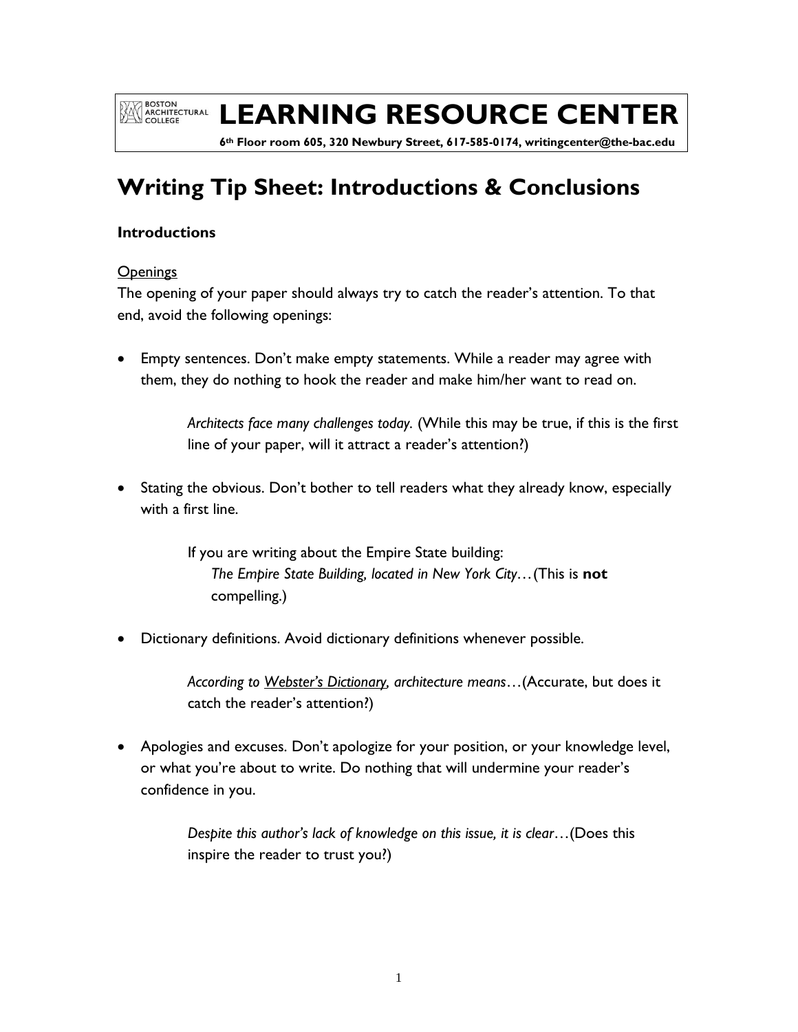BOSTON ARCHITECTURAL COLLEGE

# LEARNING RESOURCE CENTER

**6th Floor room 605, 320 Newbury Street, 617-585-0174, writingcenter@the-bac.edu**

# Writing Tip Sheet: Introductions & Conclusions

## Introductions

### Openings

The opening of your paper should always try to catch the reader's attention. To that end, avoid the following openings:

- Empty sentences. Don't make empty statements. While a reader may agree with them, they do nothing to hook the reader and make him/her want to read on.

    *Architects face many challenges today.* (While this may be true, if this is the first line of your paper, will it attract a reader's attention?)

- Stating the obvious. Don't bother to tell readers what they already know, especially with a first line.

    If you are writing about the Empire State building:
    *The Empire State Building, located in New York City…* (This is **not** compelling.)

- Dictionary definitions. Avoid dictionary definitions whenever possible.

    *According to Webster's Dictionary, architecture means…* (Accurate, but does it catch the reader's attention?)

- Apologies and excuses. Don't apologize for your position, or your knowledge level, or what you're about to write. Do nothing that will undermine your reader's confidence in you.

    *Despite this author's lack of knowledge on this issue, it is clear…* (Does this inspire the reader to trust you?)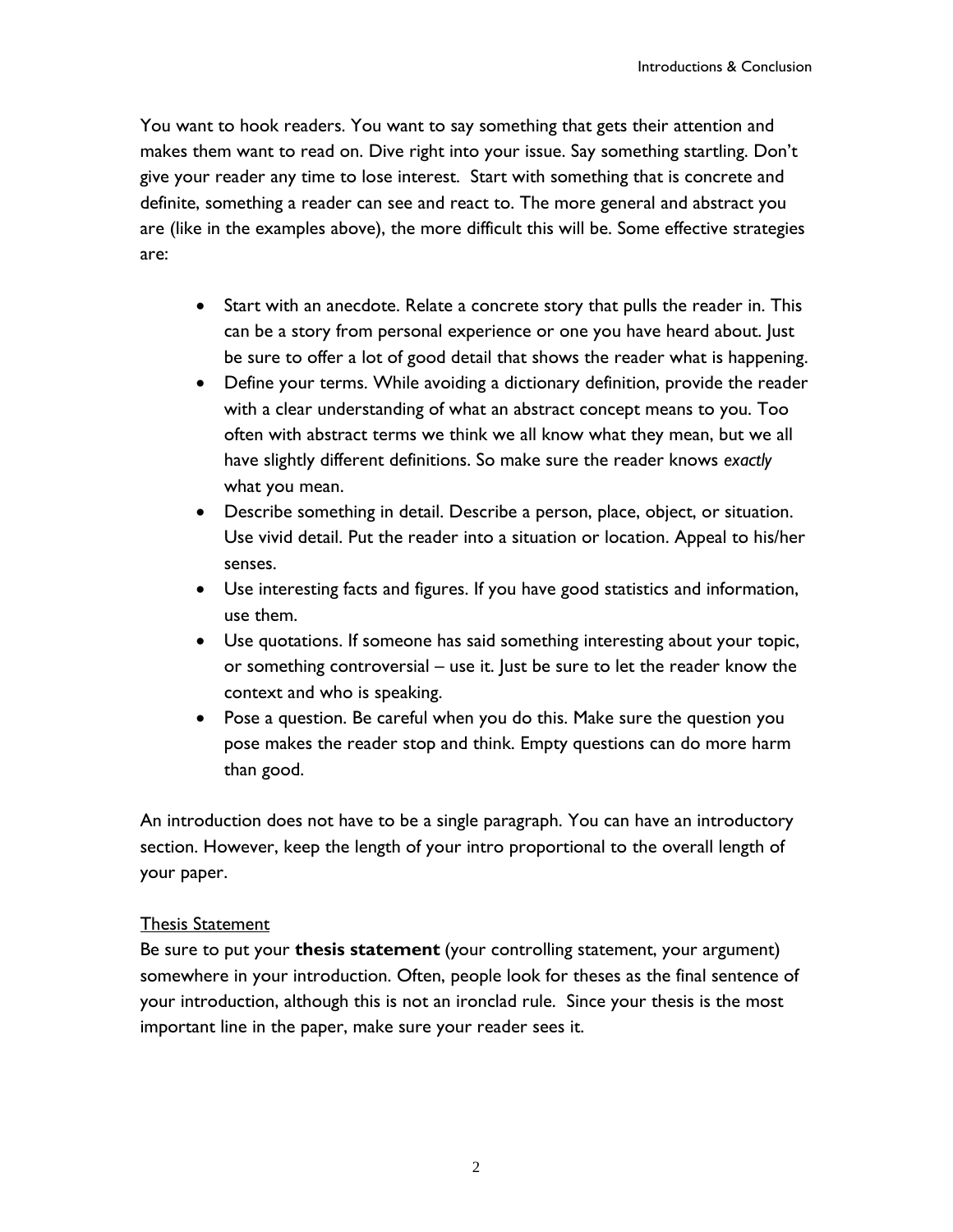You want to hook readers. You want to say something that gets their attention and makes them want to read on. Dive right into your issue. Say something startling. Don't give your reader any time to lose interest. Start with something that is concrete and definite, something a reader can see and react to. The more general and abstract you are (like in the examples above), the more difficult this will be. Some effective strategies are:

- Start with an anecdote. Relate a concrete story that pulls the reader in. This can be a story from personal experience or one you have heard about. Just be sure to offer a lot of good detail that shows the reader what is happening.
- Define your terms. While avoiding a dictionary definition, provide the reader with a clear understanding of what an abstract concept means to you. Too often with abstract terms we think we all know what they mean, but we all have slightly different definitions. So make sure the reader knows *exactly* what you mean.
- Describe something in detail. Describe a person, place, object, or situation. Use vivid detail. Put the reader into a situation or location. Appeal to his/her senses.
- Use interesting facts and figures. If you have good statistics and information, use them.
- Use quotations. If someone has said something interesting about your topic, or something controversial – use it. Just be sure to let the reader know the context and who is speaking.
- Pose a question. Be careful when you do this. Make sure the question you pose makes the reader stop and think. Empty questions can do more harm than good.

An introduction does not have to be a single paragraph. You can have an introductory section. However, keep the length of your intro proportional to the overall length of your paper.

## Thesis Statement

Be sure to put your **thesis statement** (your controlling statement, your argument) somewhere in your introduction. Often, people look for theses as the final sentence of your introduction, although this is not an ironclad rule. Since your thesis is the most important line in the paper, make sure your reader sees it.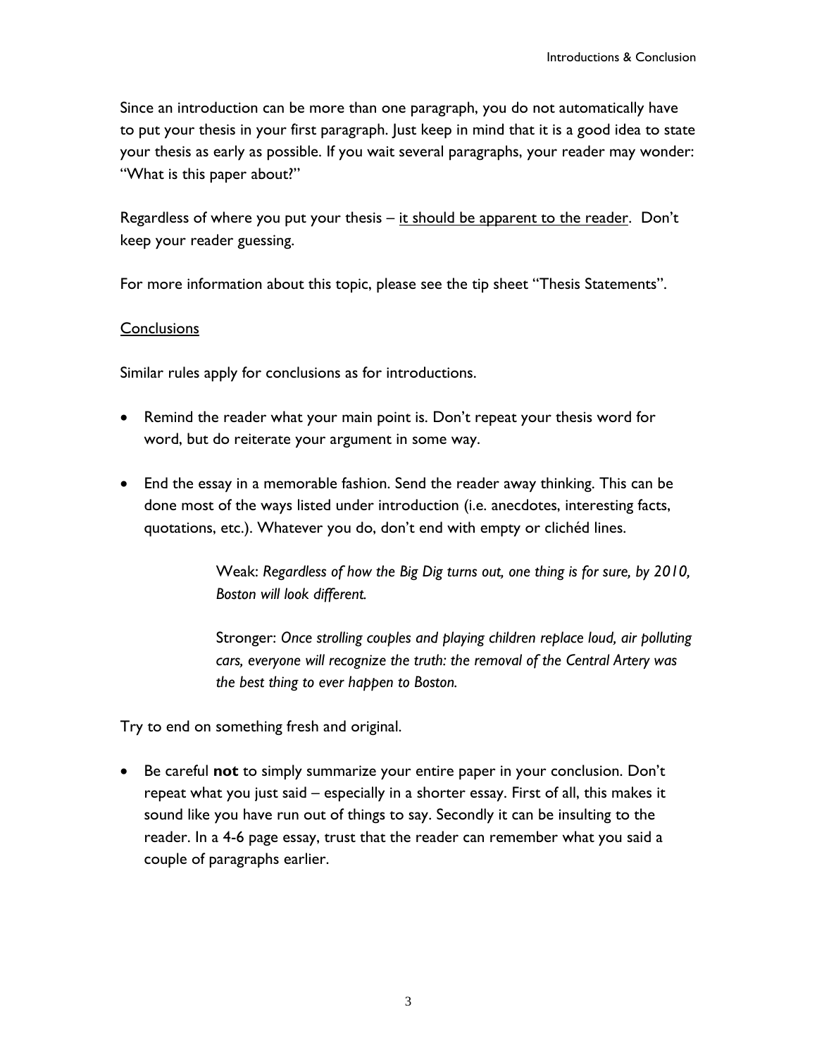Since an introduction can be more than one paragraph, you do not automatically have to put your thesis in your first paragraph. Just keep in mind that it is a good idea to state your thesis as early as possible. If you wait several paragraphs, your reader may wonder: "What is this paper about?"

Regardless of where you put your thesis – <u>it should be apparent to the reader</u>. Don't keep your reader guessing.

For more information about this topic, please see the tip sheet "Thesis Statements".

## <u>Conclusions</u>

Similar rules apply for conclusions as for introductions.

- Remind the reader what your main point is. Don't repeat your thesis word for word, but do reiterate your argument in some way.

- End the essay in a memorable fashion. Send the reader away thinking. This can be done most of the ways listed under introduction (i.e. anecdotes, interesting facts, quotations, etc.). Whatever you do, don't end with empty or clichéd lines.

> Weak: *Regardless of how the Big Dig turns out, one thing is for sure, by 2010, Boston will look different.*
>
> Stronger: *Once strolling couples and playing children replace loud, air polluting cars, everyone will recognize the truth: the removal of the Central Artery was the best thing to ever happen to Boston.*

Try to end on something fresh and original.

- Be careful **not** to simply summarize your entire paper in your conclusion. Don't repeat what you just said – especially in a shorter essay. First of all, this makes it sound like you have run out of things to say. Secondly it can be insulting to the reader. In a 4-6 page essay, trust that the reader can remember what you said a couple of paragraphs earlier.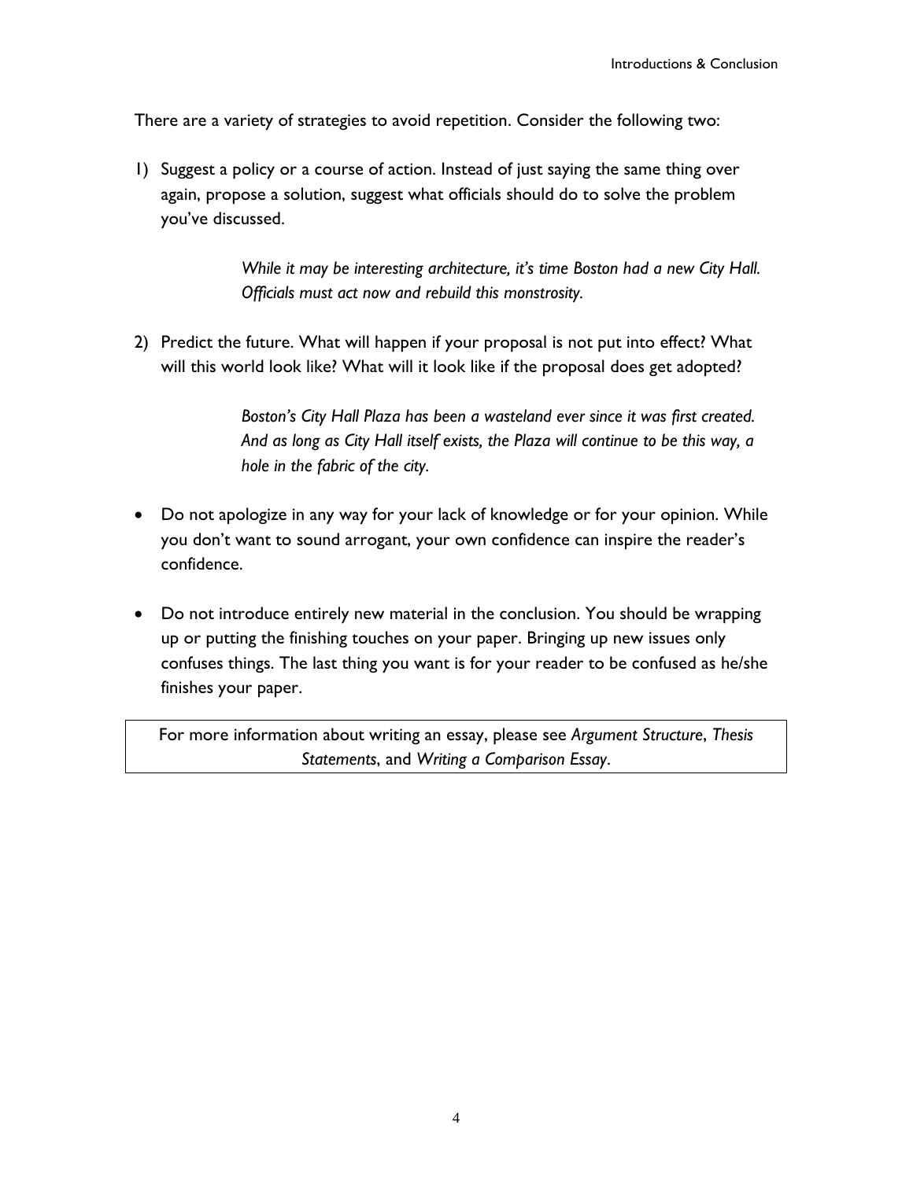There are a variety of strategies to avoid repetition. Consider the following two:

1) Suggest a policy or a course of action. Instead of just saying the same thing over again, propose a solution, suggest what officials should do to solve the problem you've discussed.

> *While it may be interesting architecture, it's time Boston had a new City Hall. Officials must act now and rebuild this monstrosity.*

2) Predict the future. What will happen if your proposal is not put into effect? What will this world look like? What will it look like if the proposal does get adopted?

> *Boston's City Hall Plaza has been a wasteland ever since it was first created. And as long as City Hall itself exists, the Plaza will continue to be this way, a hole in the fabric of the city.*

- Do not apologize in any way for your lack of knowledge or for your opinion. While you don't want to sound arrogant, your own confidence can inspire the reader's confidence.

- Do not introduce entirely new material in the conclusion. You should be wrapping up or putting the finishing touches on your paper. Bringing up new issues only confuses things. The last thing you want is for your reader to be confused as he/she finishes your paper.

For more information about writing an essay, please see *Argument Structure*, *Thesis Statements*, and *Writing a Comparison Essay*.